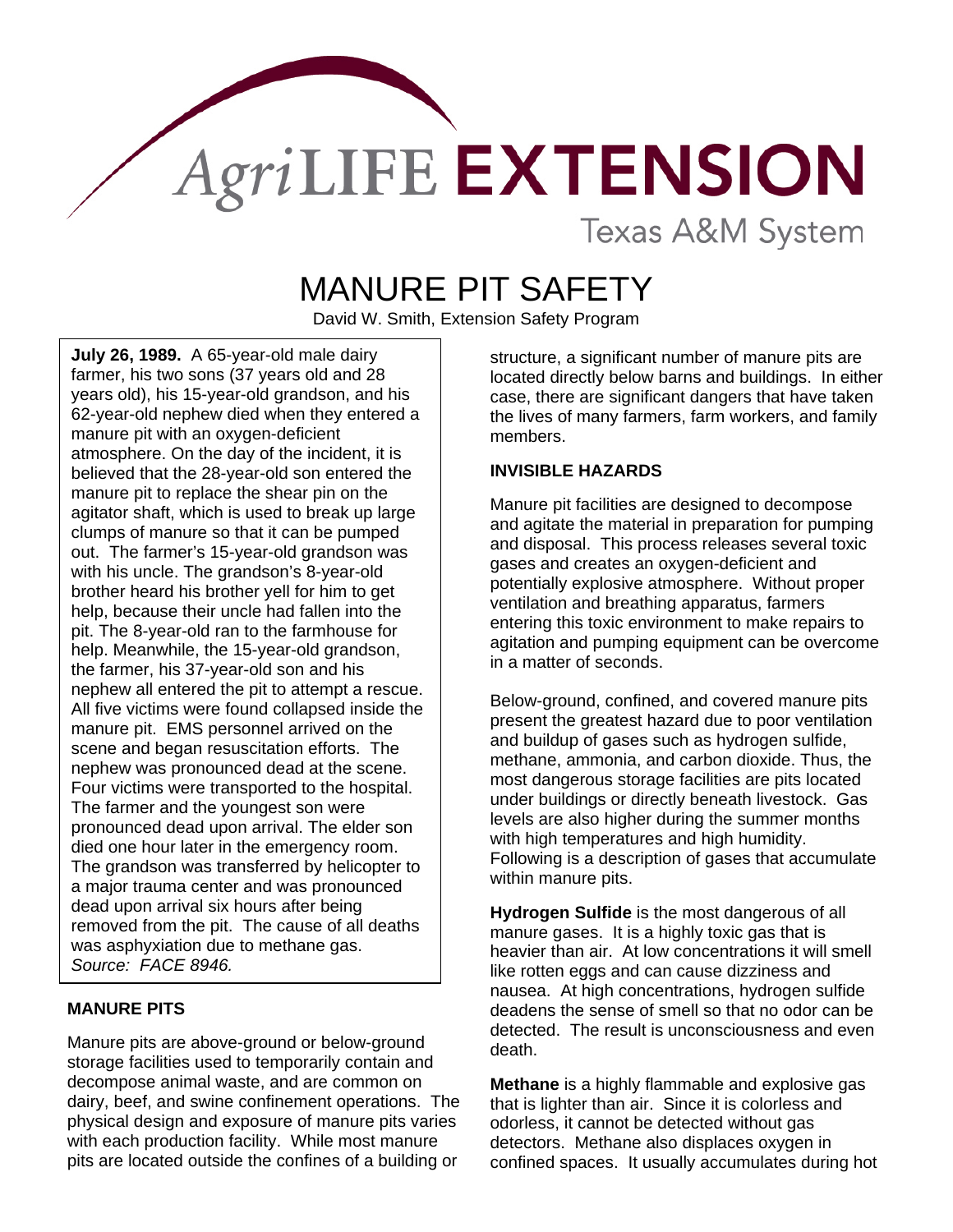AgriLIFE EXTENSION
Texas A&M System

# MANURE PIT SAFETY

David W. Smith, Extension Safety Program

**July 26, 1989.** A 65-year-old male dairy farmer, his two sons (37 years old and 28 years old), his 15-year-old grandson, and his 62-year-old nephew died when they entered a manure pit with an oxygen-deficient atmosphere. On the day of the incident, it is believed that the 28-year-old son entered the manure pit to replace the shear pin on the agitator shaft, which is used to break up large clumps of manure so that it can be pumped out. The farmer's 15-year-old grandson was with his uncle. The grandson's 8-year-old brother heard his brother yell for him to get help, because their uncle had fallen into the pit. The 8-year-old ran to the farmhouse for help. Meanwhile, the 15-year-old grandson, the farmer, his 37-year-old son and his nephew all entered the pit to attempt a rescue. All five victims were found collapsed inside the manure pit. EMS personnel arrived on the scene and began resuscitation efforts. The nephew was pronounced dead at the scene. Four victims were transported to the hospital. The farmer and the youngest son were pronounced dead upon arrival. The elder son died one hour later in the emergency room. The grandson was transferred by helicopter to a major trauma center and was pronounced dead upon arrival six hours after being removed from the pit. The cause of all deaths was asphyxiation due to methane gas. *Source: FACE 8946.*

## MANURE PITS

Manure pits are above-ground or below-ground storage facilities used to temporarily contain and decompose animal waste, and are common on dairy, beef, and swine confinement operations. The physical design and exposure of manure pits varies with each production facility. While most manure pits are located outside the confines of a building or structure, a significant number of manure pits are located directly below barns and buildings. In either case, there are significant dangers that have taken the lives of many farmers, farm workers, and family members.

## INVISIBLE HAZARDS

Manure pit facilities are designed to decompose and agitate the material in preparation for pumping and disposal. This process releases several toxic gases and creates an oxygen-deficient and potentially explosive atmosphere. Without proper ventilation and breathing apparatus, farmers entering this toxic environment to make repairs to agitation and pumping equipment can be overcome in a matter of seconds.

Below-ground, confined, and covered manure pits present the greatest hazard due to poor ventilation and buildup of gases such as hydrogen sulfide, methane, ammonia, and carbon dioxide. Thus, the most dangerous storage facilities are pits located under buildings or directly beneath livestock. Gas levels are also higher during the summer months with high temperatures and high humidity. Following is a description of gases that accumulate within manure pits.

**Hydrogen Sulfide** is the most dangerous of all manure gases. It is a highly toxic gas that is heavier than air. At low concentrations it will smell like rotten eggs and can cause dizziness and nausea. At high concentrations, hydrogen sulfide deadens the sense of smell so that no odor can be detected. The result is unconsciousness and even death.

**Methane** is a highly flammable and explosive gas that is lighter than air. Since it is colorless and odorless, it cannot be detected without gas detectors. Methane also displaces oxygen in confined spaces. It usually accumulates during hot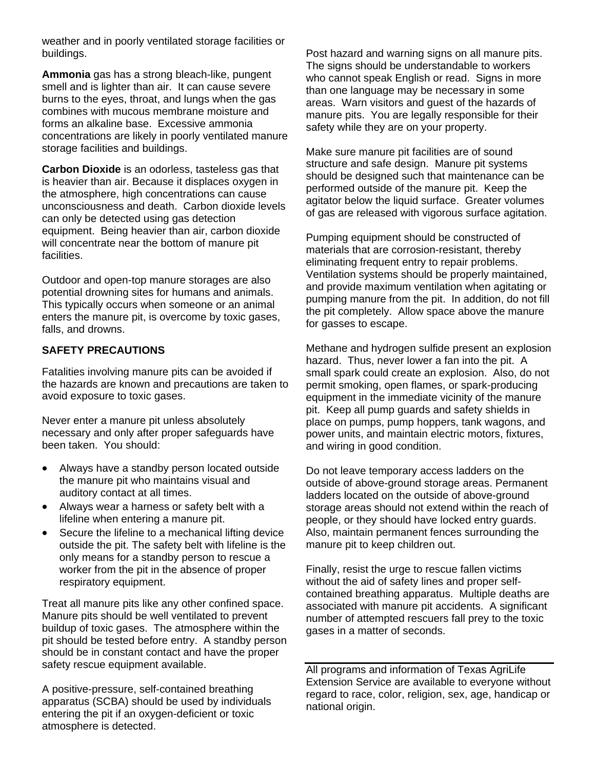weather and in poorly ventilated storage facilities or buildings.

**Ammonia** gas has a strong bleach-like, pungent smell and is lighter than air. It can cause severe burns to the eyes, throat, and lungs when the gas combines with mucous membrane moisture and forms an alkaline base. Excessive ammonia concentrations are likely in poorly ventilated manure storage facilities and buildings.

**Carbon Dioxide** is an odorless, tasteless gas that is heavier than air. Because it displaces oxygen in the atmosphere, high concentrations can cause unconsciousness and death. Carbon dioxide levels can only be detected using gas detection equipment. Being heavier than air, carbon dioxide will concentrate near the bottom of manure pit facilities.

Outdoor and open-top manure storages are also potential drowning sites for humans and animals. This typically occurs when someone or an animal enters the manure pit, is overcome by toxic gases, falls, and drowns.

## SAFETY PRECAUTIONS

Fatalities involving manure pits can be avoided if the hazards are known and precautions are taken to avoid exposure to toxic gases.

Never enter a manure pit unless absolutely necessary and only after proper safeguards have been taken. You should:

- Always have a standby person located outside the manure pit who maintains visual and auditory contact at all times.
- Always wear a harness or safety belt with a lifeline when entering a manure pit.
- Secure the lifeline to a mechanical lifting device outside the pit. The safety belt with lifeline is the only means for a standby person to rescue a worker from the pit in the absence of proper respiratory equipment.

Treat all manure pits like any other confined space. Manure pits should be well ventilated to prevent buildup of toxic gases. The atmosphere within the pit should be tested before entry. A standby person should be in constant contact and have the proper safety rescue equipment available.

A positive-pressure, self-contained breathing apparatus (SCBA) should be used by individuals entering the pit if an oxygen-deficient or toxic atmosphere is detected.

Post hazard and warning signs on all manure pits. The signs should be understandable to workers who cannot speak English or read. Signs in more than one language may be necessary in some areas. Warn visitors and guest of the hazards of manure pits. You are legally responsible for their safety while they are on your property.

Make sure manure pit facilities are of sound structure and safe design. Manure pit systems should be designed such that maintenance can be performed outside of the manure pit. Keep the agitator below the liquid surface. Greater volumes of gas are released with vigorous surface agitation.

Pumping equipment should be constructed of materials that are corrosion-resistant, thereby eliminating frequent entry to repair problems. Ventilation systems should be properly maintained, and provide maximum ventilation when agitating or pumping manure from the pit. In addition, do not fill the pit completely. Allow space above the manure for gasses to escape.

Methane and hydrogen sulfide present an explosion hazard. Thus, never lower a fan into the pit. A small spark could create an explosion. Also, do not permit smoking, open flames, or spark-producing equipment in the immediate vicinity of the manure pit. Keep all pump guards and safety shields in place on pumps, pump hoppers, tank wagons, and power units, and maintain electric motors, fixtures, and wiring in good condition.

Do not leave temporary access ladders on the outside of above-ground storage areas. Permanent ladders located on the outside of above-ground storage areas should not extend within the reach of people, or they should have locked entry guards. Also, maintain permanent fences surrounding the manure pit to keep children out.

Finally, resist the urge to rescue fallen victims without the aid of safety lines and proper self-contained breathing apparatus. Multiple deaths are associated with manure pit accidents. A significant number of attempted rescuers fall prey to the toxic gases in a matter of seconds.

---

All programs and information of Texas AgriLife Extension Service are available to everyone without regard to race, color, religion, sex, age, handicap or national origin.